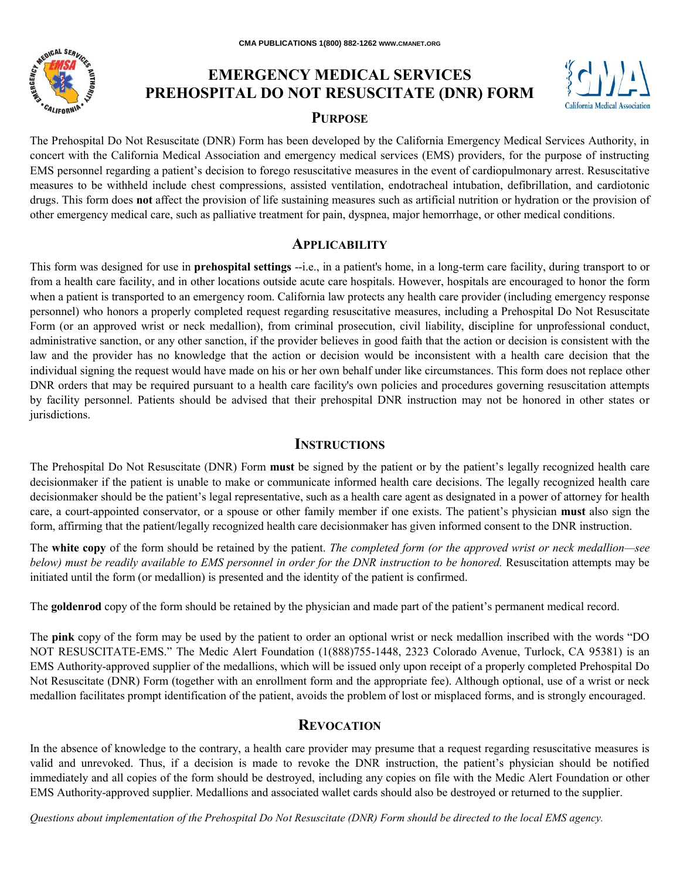CMA PUBLICATIONS 1(800) 882-1262 WWW.CMANET.ORG

# EMERGENCY MEDICAL SERVICES PREHOSPITAL DO NOT RESUSCITATE (DNR) FORM

## PURPOSE

The Prehospital Do Not Resuscitate (DNR) Form has been developed by the California Emergency Medical Services Authority, in concert with the California Medical Association and emergency medical services (EMS) providers, for the purpose of instructing EMS personnel regarding a patient's decision to forego resuscitative measures in the event of cardiopulmonary arrest. Resuscitative measures to be withheld include chest compressions, assisted ventilation, endotracheal intubation, defibrillation, and cardiotonic drugs. This form does **not** affect the provision of life sustaining measures such as artificial nutrition or hydration or the provision of other emergency medical care, such as palliative treatment for pain, dyspnea, major hemorrhage, or other medical conditions.

## APPLICABILITY

This form was designed for use in **prehospital settings** --i.e., in a patient's home, in a long-term care facility, during transport to or from a health care facility, and in other locations outside acute care hospitals. However, hospitals are encouraged to honor the form when a patient is transported to an emergency room. California law protects any health care provider (including emergency response personnel) who honors a properly completed request regarding resuscitative measures, including a Prehospital Do Not Resuscitate Form (or an approved wrist or neck medallion), from criminal prosecution, civil liability, discipline for unprofessional conduct, administrative sanction, or any other sanction, if the provider believes in good faith that the action or decision is consistent with the law and the provider has no knowledge that the action or decision would be inconsistent with a health care decision that the individual signing the request would have made on his or her own behalf under like circumstances. This form does not replace other DNR orders that may be required pursuant to a health care facility's own policies and procedures governing resuscitation attempts by facility personnel. Patients should be advised that their prehospital DNR instruction may not be honored in other states or jurisdictions.

## INSTRUCTIONS

The Prehospital Do Not Resuscitate (DNR) Form **must** be signed by the patient or by the patient's legally recognized health care decisionmaker if the patient is unable to make or communicate informed health care decisions. The legally recognized health care decisionmaker should be the patient's legal representative, such as a health care agent as designated in a power of attorney for health care, a court-appointed conservator, or a spouse or other family member if one exists. The patient's physician **must** also sign the form, affirming that the patient/legally recognized health care decisionmaker has given informed consent to the DNR instruction.

The **white copy** of the form should be retained by the patient. *The completed form (or the approved wrist or neck medallion—see below) must be readily available to EMS personnel in order for the DNR instruction to be honored.* Resuscitation attempts may be initiated until the form (or medallion) is presented and the identity of the patient is confirmed.

The **goldenrod** copy of the form should be retained by the physician and made part of the patient's permanent medical record.

The **pink** copy of the form may be used by the patient to order an optional wrist or neck medallion inscribed with the words "DO NOT RESUSCITATE-EMS." The Medic Alert Foundation (1(888)755-1448, 2323 Colorado Avenue, Turlock, CA 95381) is an EMS Authority-approved supplier of the medallions, which will be issued only upon receipt of a properly completed Prehospital Do Not Resuscitate (DNR) Form (together with an enrollment form and the appropriate fee). Although optional, use of a wrist or neck medallion facilitates prompt identification of the patient, avoids the problem of lost or misplaced forms, and is strongly encouraged.

## REVOCATION

In the absence of knowledge to the contrary, a health care provider may presume that a request regarding resuscitative measures is valid and unrevoked. Thus, if a decision is made to revoke the DNR instruction, the patient's physician should be notified immediately and all copies of the form should be destroyed, including any copies on file with the Medic Alert Foundation or other EMS Authority-approved supplier. Medallions and associated wallet cards should also be destroyed or returned to the supplier.

*Questions about implementation of the Prehospital Do Not Resuscitate (DNR) Form should be directed to the local EMS agency.*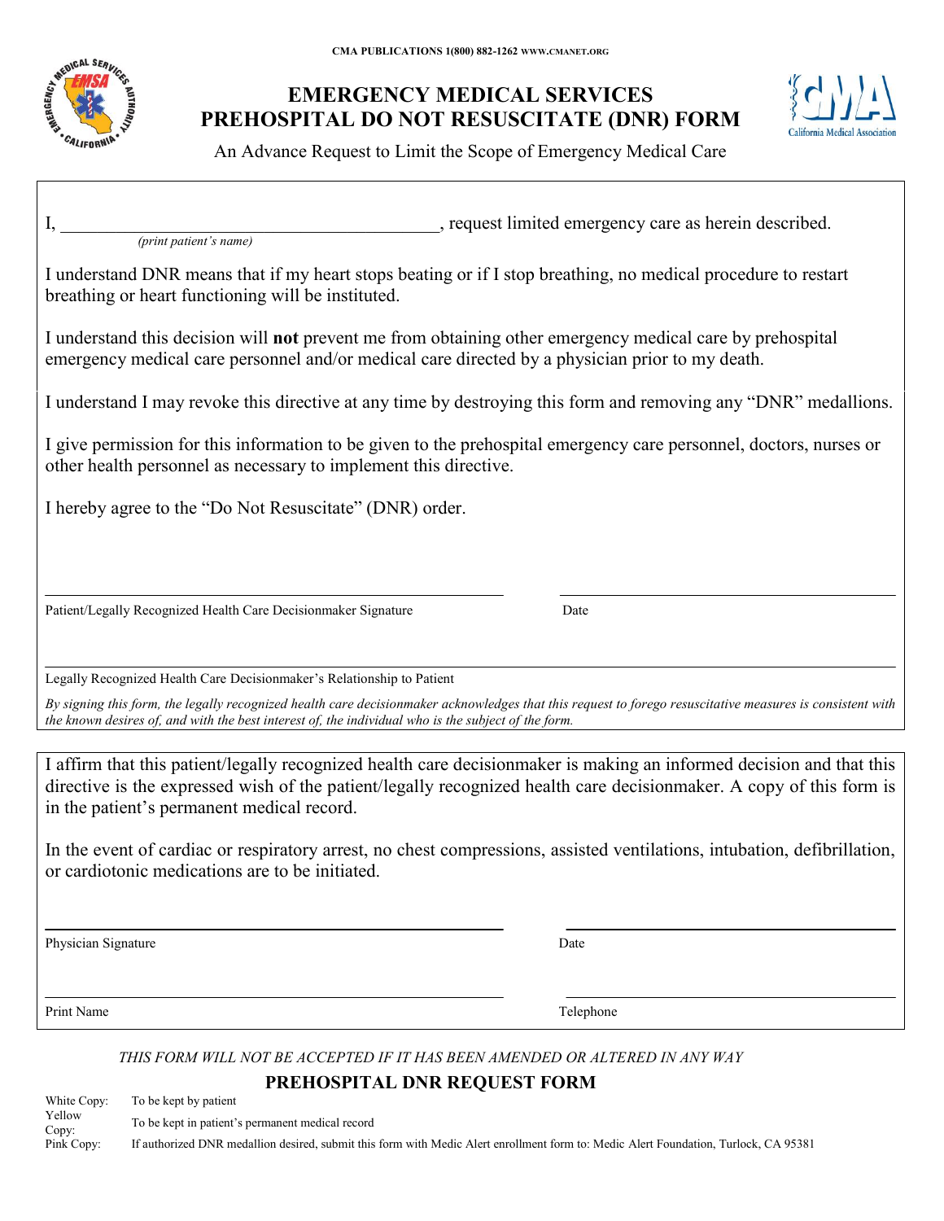CMA PUBLICATIONS 1(800) 882-1262 WWW.CMANET.ORG

# EMERGENCY MEDICAL SERVICES
# PREHOSPITAL DO NOT RESUSCITATE (DNR) FORM

An Advance Request to Limit the Scope of Emergency Medical Care

I, ___________________________________________, request limited emergency care as herein described.
*(print patient's name)*

I understand DNR means that if my heart stops beating or if I stop breathing, no medical procedure to restart breathing or heart functioning will be instituted.

I understand this decision will **not** prevent me from obtaining other emergency medical care by prehospital emergency medical care personnel and/or medical care directed by a physician prior to my death.

I understand I may revoke this directive at any time by destroying this form and removing any "DNR" medallions.

I give permission for this information to be given to the prehospital emergency care personnel, doctors, nurses or other health personnel as necessary to implement this directive.

I hereby agree to the "Do Not Resuscitate" (DNR) order.

___________________________________________ ___________________________

Patient/Legally Recognized Health Care Decisionmaker Signature Date

___________________________________________

Legally Recognized Health Care Decisionmaker's Relationship to Patient

*By signing this form, the legally recognized health care decisionmaker acknowledges that this request to forego resuscitative measures is consistent with the known desires of, and with the best interest of, the individual who is the subject of the form.*

I affirm that this patient/legally recognized health care decisionmaker is making an informed decision and that this directive is the expressed wish of the patient/legally recognized health care decisionmaker. A copy of this form is in the patient's permanent medical record.

In the event of cardiac or respiratory arrest, no chest compressions, assisted ventilations, intubation, defibrillation, or cardiotonic medications are to be initiated.

___________________________________________ ___________________________

Physician Signature Date

___________________________________________ ___________________________

Print Name Telephone

*THIS FORM WILL NOT BE ACCEPTED IF IT HAS BEEN AMENDED OR ALTERED IN ANY WAY*

## PREHOSPITAL DNR REQUEST FORM

| | |
|---|---|
| White Copy: | To be kept by patient |
| Yellow Copy: | To be kept in patient's permanent medical record |
| Pink Copy: | If authorized DNR medallion desired, submit this form with Medic Alert enrollment form to: Medic Alert Foundation, Turlock, CA 95381 |